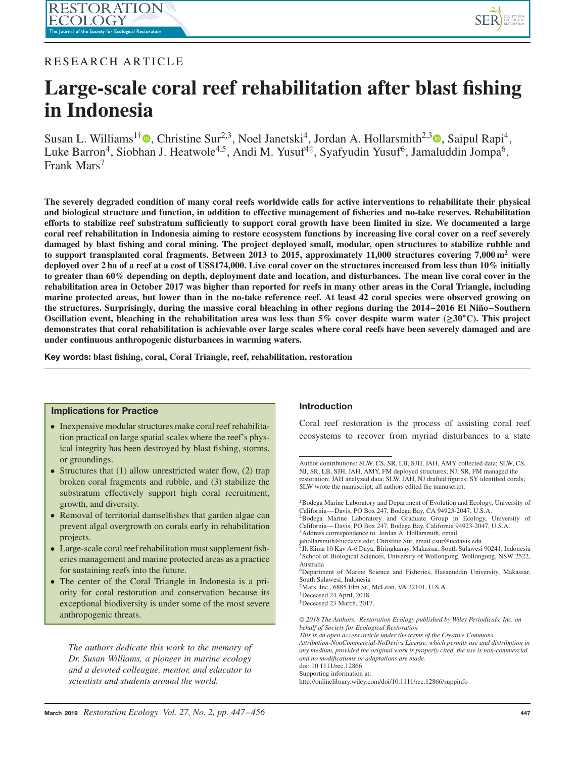RESEARCH ARTICLE

# Large-scale coral reef rehabilitation after blast fishing in Indonesia

Susan L. Williams[1†], Christine Sur[2,3], Noel Janetski[4], Jordan A. Hollarsmith[2,3], Saipul Rapi[4], Luke Barron[4], Siobhan J. Heatwole[4,5], Andi M. Yusuf[4‡], Syafyudin Yusuf[6], Jamaluddin Jompa[6], Frank Mars[7]

**The severely degraded condition of many coral reefs worldwide calls for active interventions to rehabilitate their physical and biological structure and function, in addition to effective management of fisheries and no-take reserves. Rehabilitation efforts to stabilize reef substratum sufficiently to support coral growth have been limited in size. We documented a large coral reef rehabilitation in Indonesia aiming to restore ecosystem functions by increasing live coral cover on a reef severely damaged by blast fishing and coral mining. The project deployed small, modular, open structures to stabilize rubble and to support transplanted coral fragments. Between 2013 to 2015, approximately 11,000 structures covering 7,000 m$^2$ were deployed over 2 ha of a reef at a cost of US$174,000. Live coral cover on the structures increased from less than 10% initially to greater than 60% depending on depth, deployment date and location, and disturbances. The mean live coral cover in the rehabilitation area in October 2017 was higher than reported for reefs in many other areas in the Coral Triangle, including marine protected areas, but lower than in the no-take reference reef. At least 42 coral species were observed growing on the structures. Surprisingly, during the massive coral bleaching in other regions during the 2014–2016 El Niño–Southern Oscillation event, bleaching in the rehabilitation area was less than 5% cover despite warm water (≥30°C). This project demonstrates that coral rehabilitation is achievable over large scales where coral reefs have been severely damaged and are under continuous anthropogenic disturbances in warming waters.**

**Key words: blast fishing, coral, Coral Triangle, reef, rehabilitation, restoration**

### Implications for Practice

- Inexpensive modular structures make coral reef rehabilitation practical on large spatial scales where the reef's physical integrity has been destroyed by blast fishing, storms, or groundings.
- Structures that (1) allow unrestricted water flow, (2) trap broken coral fragments and rubble, and (3) stabilize the substratum effectively support high coral recruitment, growth, and diversity.
- Removal of territorial damselfishes that garden algae can prevent algal overgrowth on corals early in rehabilitation projects.
- Large-scale coral reef rehabilitation must supplement fisheries management and marine protected areas as a practice for sustaining reefs into the future.
- The center of the Coral Triangle in Indonesia is a priority for coral restoration and conservation because its exceptional biodiversity is under some of the most severe anthropogenic threats.

*The authors dedicate this work to the memory of Dr. Susan Williams, a pioneer in marine ecology and a devoted colleague, mentor, and educator to scientists and students around the world.*

## Introduction

Coral reef restoration is the process of assisting coral reef ecosystems to recover from myriad disturbances to a state

---

Author contributions: SLW, CS, SR, LB, SJH, JAH, AMY collected data; SLW, CS, NJ, SR, LB, SJH, JAH, AMY, FM deployed structures; NJ, SR, FM managed the restoration; JAH analyzed data; SLW, JAH, NJ drafted figures; SY identified corals; SLW wrote the manuscript; all authors edited the manuscript.

[1]Bodega Marine Laboratory and Department of Evolution and Ecology, University of California—Davis, PO Box 247, Bodega Bay, CA 94923-2047, U.S.A.
[2]Bodega Marine Laboratory and Graduate Group in Ecology, University of California—Davis, PO Box 247, Bodega Bay, California 94923-2047, U.S.A.
[3]Address correspondence to Jordan A. Hollarsmith, email jahollarsmith@ucdavis.edu; Christine Sur, email csur@ucdavis.edu
[4]Jl. Kima 10 Kav A-6 Daya, Biringkanay, Makassar, South Sulawesi 90241, Indonesia
[5]School of Biological Sciences, University of Wollongong, Wollongong, NSW 2522, Australia
[6]Department of Marine Science and Fisheries, Hasanuddin University, Makassar, South Sulawesi, Indonesia
[7]Mars, Inc., 6885 Elm St., McLean, VA 22101, U.S.A.
†Deceased 24 April, 2018.
‡Deceased 23 March, 2017.

*© 2018 The Authors. Restoration Ecology published by Wiley Periodicals, Inc. on behalf of Society for Ecological Restoration*
*This is an open access article under the terms of the Creative Commons Attribution-NonCommercial-NoDerivs License, which permits use and distribution in any medium, provided the original work is properly cited, the use is non-commercial and no modifications or adaptations are made.*
doi: 10.1111/rec.12866
Supporting information at:
http://onlinelibrary.wiley.com/doi/10.1111/rec.12866/suppinfo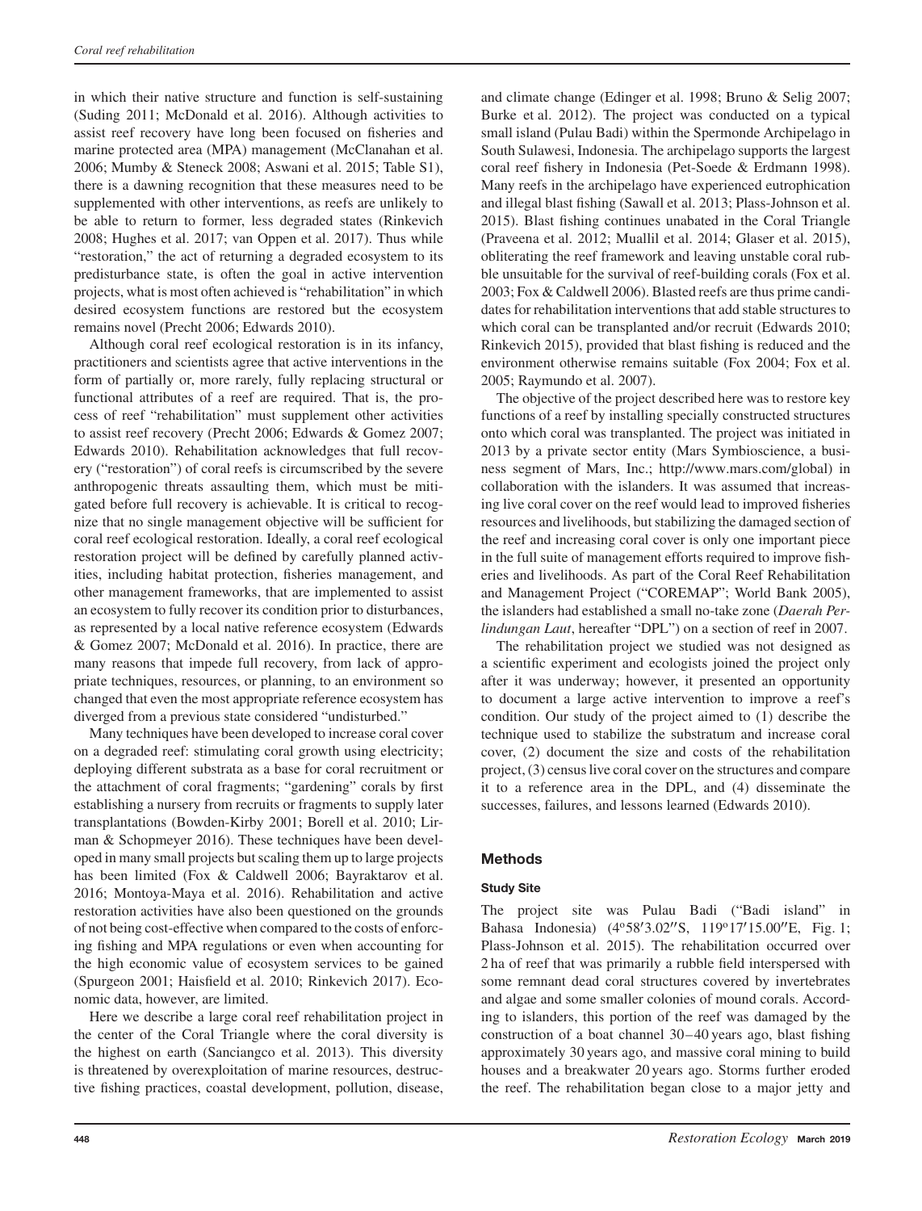in which their native structure and function is self-sustaining (Suding 2011; McDonald et al. 2016). Although activities to assist reef recovery have long been focused on fisheries and marine protected area (MPA) management (McClanahan et al. 2006; Mumby & Steneck 2008; Aswani et al. 2015; Table S1), there is a dawning recognition that these measures need to be supplemented with other interventions, as reefs are unlikely to be able to return to former, less degraded states (Rinkevich 2008; Hughes et al. 2017; van Oppen et al. 2017). Thus while "restoration," the act of returning a degraded ecosystem to its predisturbance state, is often the goal in active intervention projects, what is most often achieved is "rehabilitation" in which desired ecosystem functions are restored but the ecosystem remains novel (Precht 2006; Edwards 2010).

Although coral reef ecological restoration is in its infancy, practitioners and scientists agree that active interventions in the form of partially or, more rarely, fully replacing structural or functional attributes of a reef are required. That is, the process of reef "rehabilitation" must supplement other activities to assist reef recovery (Precht 2006; Edwards & Gomez 2007; Edwards 2010). Rehabilitation acknowledges that full recovery ("restoration") of coral reefs is circumscribed by the severe anthropogenic threats assaulting them, which must be mitigated before full recovery is achievable. It is critical to recognize that no single management objective will be sufficient for coral reef ecological restoration. Ideally, a coral reef ecological restoration project will be defined by carefully planned activities, including habitat protection, fisheries management, and other management frameworks, that are implemented to assist an ecosystem to fully recover its condition prior to disturbances, as represented by a local native reference ecosystem (Edwards & Gomez 2007; McDonald et al. 2016). In practice, there are many reasons that impede full recovery, from lack of appropriate techniques, resources, or planning, to an environment so changed that even the most appropriate reference ecosystem has diverged from a previous state considered "undisturbed."

Many techniques have been developed to increase coral cover on a degraded reef: stimulating coral growth using electricity; deploying different substrata as a base for coral recruitment or the attachment of coral fragments; "gardening" corals by first establishing a nursery from recruits or fragments to supply later transplantations (Bowden-Kirby 2001; Borell et al. 2010; Lirman & Schopmeyer 2016). These techniques have been developed in many small projects but scaling them up to large projects has been limited (Fox & Caldwell 2006; Bayraktarov et al. 2016; Montoya-Maya et al. 2016). Rehabilitation and active restoration activities have also been questioned on the grounds of not being cost-effective when compared to the costs of enforcing fishing and MPA regulations or even when accounting for the high economic value of ecosystem services to be gained (Spurgeon 2001; Haisfield et al. 2010; Rinkevich 2017). Economic data, however, are limited.

Here we describe a large coral reef rehabilitation project in the center of the Coral Triangle where the coral diversity is the highest on earth (Sanciangco et al. 2013). This diversity is threatened by overexploitation of marine resources, destructive fishing practices, coastal development, pollution, disease, and climate change (Edinger et al. 1998; Bruno & Selig 2007; Burke et al. 2012). The project was conducted on a typical small island (Pulau Badi) within the Spermonde Archipelago in South Sulawesi, Indonesia. The archipelago supports the largest coral reef fishery in Indonesia (Pet-Soede & Erdmann 1998). Many reefs in the archipelago have experienced eutrophication and illegal blast fishing (Sawall et al. 2013; Plass-Johnson et al. 2015). Blast fishing continues unabated in the Coral Triangle (Praveena et al. 2012; Muallil et al. 2014; Glaser et al. 2015), obliterating the reef framework and leaving unstable coral rubble unsuitable for the survival of reef-building corals (Fox et al. 2003; Fox & Caldwell 2006). Blasted reefs are thus prime candidates for rehabilitation interventions that add stable structures to which coral can be transplanted and/or recruit (Edwards 2010; Rinkevich 2015), provided that blast fishing is reduced and the environment otherwise remains suitable (Fox 2004; Fox et al. 2005; Raymundo et al. 2007).

The objective of the project described here was to restore key functions of a reef by installing specially constructed structures onto which coral was transplanted. The project was initiated in 2013 by a private sector entity (Mars Symbioscience, a business segment of Mars, Inc.; http://www.mars.com/global) in collaboration with the islanders. It was assumed that increasing live coral cover on the reef would lead to improved fisheries resources and livelihoods, but stabilizing the damaged section of the reef and increasing coral cover is only one important piece in the full suite of management efforts required to improve fisheries and livelihoods. As part of the Coral Reef Rehabilitation and Management Project ("COREMAP"; World Bank 2005), the islanders had established a small no-take zone (*Daerah Perlindungan Laut*, hereafter "DPL") on a section of reef in 2007.

The rehabilitation project we studied was not designed as a scientific experiment and ecologists joined the project only after it was underway; however, it presented an opportunity to document a large active intervention to improve a reef's condition. Our study of the project aimed to (1) describe the technique used to stabilize the substratum and increase coral cover, (2) document the size and costs of the rehabilitation project, (3) census live coral cover on the structures and compare it to a reference area in the DPL, and (4) disseminate the successes, failures, and lessons learned (Edwards 2010).

## Methods

### Study Site

The project site was Pulau Badi ("Badi island" in Bahasa Indonesia) (4°58′3.02″S, 119°17′15.00″E, Fig. 1; Plass-Johnson et al. 2015). The rehabilitation occurred over 2 ha of reef that was primarily a rubble field interspersed with some remnant dead coral structures covered by invertebrates and algae and some smaller colonies of mound corals. According to islanders, this portion of the reef was damaged by the construction of a boat channel 30–40 years ago, blast fishing approximately 30 years ago, and massive coral mining to build houses and a breakwater 20 years ago. Storms further eroded the reef. The rehabilitation began close to a major jetty and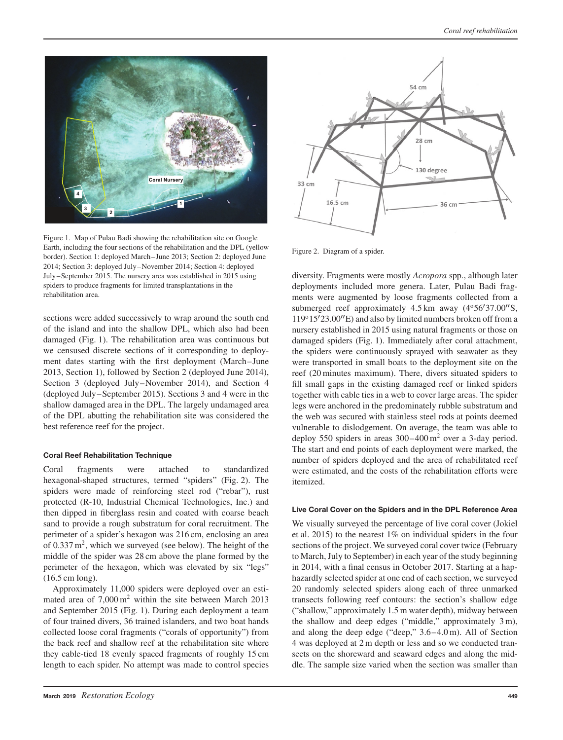Figure 1. Map of Pulau Badi showing the rehabilitation site on Google Earth, including the four sections of the rehabilitation and the DPL (yellow border). Section 1: deployed March–June 2013; Section 2: deployed June 2014; Section 3: deployed July–November 2014; Section 4: deployed July–September 2015. The nursery area was established in 2015 using spiders to produce fragments for limited transplantations in the rehabilitation area.

Figure 2. Diagram of a spider.

sections were added successively to wrap around the south end of the island and into the shallow DPL, which also had been damaged (Fig. 1). The rehabilitation area was continuous but we censused discrete sections of it corresponding to deployment dates starting with the first deployment (March–June 2013, Section 1), followed by Section 2 (deployed June 2014), Section 3 (deployed July–November 2014), and Section 4 (deployed July–September 2015). Sections 3 and 4 were in the shallow damaged area in the DPL. The largely undamaged area of the DPL abutting the rehabilitation site was considered the best reference reef for the project.

#### Coral Reef Rehabilitation Technique

Coral fragments were attached to standardized hexagonal-shaped structures, termed "spiders" (Fig. 2). The spiders were made of reinforcing steel rod ("rebar"), rust protected (R-10, Industrial Chemical Technologies, Inc.) and then dipped in fiberglass resin and coated with coarse beach sand to provide a rough substratum for coral recruitment. The perimeter of a spider's hexagon was 216 cm, enclosing an area of $0.337\,m^2$, which we surveyed (see below). The height of the middle of the spider was 28 cm above the plane formed by the perimeter of the hexagon, which was elevated by six "legs" (16.5 cm long).

Approximately 11,000 spiders were deployed over an estimated area of $7{,}000\,m^2$ within the site between March 2013 and September 2015 (Fig. 1). During each deployment a team of four trained divers, 36 trained islanders, and two boat hands collected loose coral fragments ("corals of opportunity") from the back reef and shallow reef at the rehabilitation site where they cable-tied 18 evenly spaced fragments of roughly 15 cm length to each spider. No attempt was made to control species diversity. Fragments were mostly *Acropora* spp., although later deployments included more genera. Later, Pulau Badi fragments were augmented by loose fragments collected from a submerged reef approximately 4.5 km away (4°56′37.00″S, 119°15′23.00″E) and also by limited numbers broken off from a nursery established in 2015 using natural fragments or those on damaged spiders (Fig. 1). Immediately after coral attachment, the spiders were continuously sprayed with seawater as they were transported in small boats to the deployment site on the reef (20 minutes maximum). There, divers situated spiders to fill small gaps in the existing damaged reef or linked spiders together with cable ties in a web to cover large areas. The spider legs were anchored in the predominately rubble substratum and the web was secured with stainless steel rods at points deemed vulnerable to dislodgement. On average, the team was able to deploy 550 spiders in areas $300–400\,m^2$ over a 3-day period. The start and end points of each deployment were marked, the number of spiders deployed and the area of rehabilitated reef were estimated, and the costs of the rehabilitation efforts were itemized.

#### Live Coral Cover on the Spiders and in the DPL Reference Area

We visually surveyed the percentage of live coral cover (Jokiel et al. 2015) to the nearest 1% on individual spiders in the four sections of the project. We surveyed coral cover twice (February to March, July to September) in each year of the study beginning in 2014, with a final census in October 2017. Starting at a haphazardly selected spider at one end of each section, we surveyed 20 randomly selected spiders along each of three unmarked transects following reef contours: the section's shallow edge ("shallow," approximately 1.5 m water depth), midway between the shallow and deep edges ("middle," approximately 3 m), and along the deep edge ("deep," 3.6–4.0 m). All of Section 4 was deployed at 2 m depth or less and so we conducted transects on the shoreward and seaward edges and along the middle. The sample size varied when the section was smaller than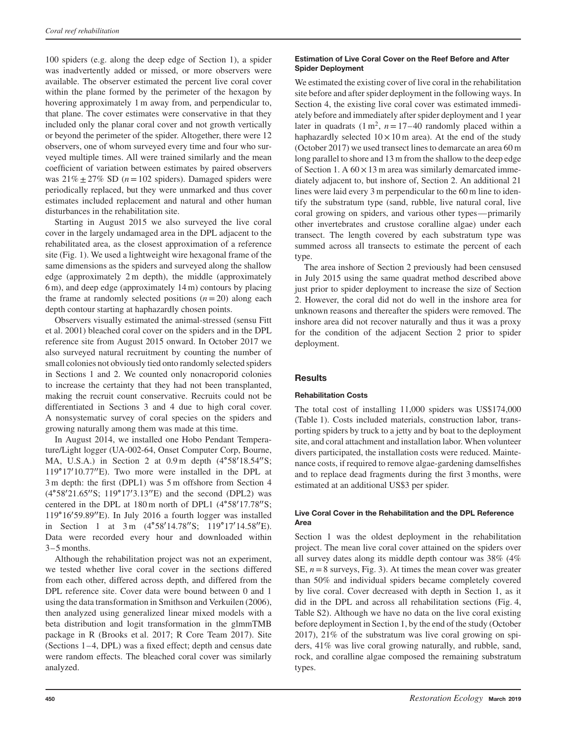100 spiders (e.g. along the deep edge of Section 1), a spider was inadvertently added or missed, or more observers were available. The observer estimated the percent live coral cover within the plane formed by the perimeter of the hexagon by hovering approximately 1 m away from, and perpendicular to, that plane. The cover estimates were conservative in that they included only the planar coral cover and not growth vertically or beyond the perimeter of the spider. Altogether, there were 12 observers, one of whom surveyed every time and four who surveyed multiple times. All were trained similarly and the mean coefficient of variation between estimates by paired observers was 21% ± 27% SD ($n = 102$ spiders). Damaged spiders were periodically replaced, but they were unmarked and thus cover estimates included replacement and natural and other human disturbances in the rehabilitation site.

Starting in August 2015 we also surveyed the live coral cover in the largely undamaged area in the DPL adjacent to the rehabilitated area, as the closest approximation of a reference site (Fig. 1). We used a lightweight wire hexagonal frame of the same dimensions as the spiders and surveyed along the shallow edge (approximately 2 m depth), the middle (approximately 6 m), and deep edge (approximately 14 m) contours by placing the frame at randomly selected positions ($n = 20$) along each depth contour starting at haphazardly chosen points.

Observers visually estimated the animal-stressed (sensu Fitt et al. 2001) bleached coral cover on the spiders and in the DPL reference site from August 2015 onward. In October 2017 we also surveyed natural recruitment by counting the number of small colonies not obviously tied onto randomly selected spiders in Sections 1 and 2. We counted only nonacroporid colonies to increase the certainty that they had not been transplanted, making the recruit count conservative. Recruits could not be differentiated in Sections 3 and 4 due to high coral cover. A nonsystematic survey of coral species on the spiders and growing naturally among them was made at this time.

In August 2014, we installed one Hobo Pendant Temperature/Light logger (UA-002-64, Onset Computer Corp, Bourne, MA, U.S.A.) in Section 2 at 0.9 m depth (4°58′18.54″S; 119°17′10.77″E). Two more were installed in the DPL at 3 m depth: the first (DPL1) was 5 m offshore from Section 4 (4°58′21.65″S; 119°17′3.13″E) and the second (DPL2) was centered in the DPL at 180 m north of DPL1 (4°58′17.78″S; 119°16′59.89″E). In July 2016 a fourth logger was installed in Section 1 at 3 m (4°58′14.78″S; 119°17′14.58″E). Data were recorded every hour and downloaded within 3–5 months.

Although the rehabilitation project was not an experiment, we tested whether live coral cover in the sections differed from each other, differed across depth, and differed from the DPL reference site. Cover data were bound between 0 and 1 using the data transformation in Smithson and Verkuilen (2006), then analyzed using generalized linear mixed models with a beta distribution and logit transformation in the glmmTMB package in R (Brooks et al. 2017; R Core Team 2017). Site (Sections 1–4, DPL) was a fixed effect; depth and census date were random effects. The bleached coral cover was similarly analyzed.

#### Estimation of Live Coral Cover on the Reef Before and After Spider Deployment

We estimated the existing cover of live coral in the rehabilitation site before and after spider deployment in the following ways. In Section 4, the existing live coral cover was estimated immediately before and immediately after spider deployment and 1 year later in quadrats (1 $m^2$, $n = 17–40$ randomly placed within a haphazardly selected $10 \times 10$ m area). At the end of the study (October 2017) we used transect lines to demarcate an area 60 m long parallel to shore and 13 m from the shallow to the deep edge of Section 1. A $60 \times 13$ m area was similarly demarcated immediately adjacent to, but inshore of, Section 2. An additional 21 lines were laid every 3 m perpendicular to the 60 m line to identify the substratum type (sand, rubble, live natural coral, live coral growing on spiders, and various other types—primarily other invertebrates and crustose coralline algae) under each transect. The length covered by each substratum type was summed across all transects to estimate the percent of each type.

The area inshore of Section 2 previously had been censused in July 2015 using the same quadrat method described above just prior to spider deployment to increase the size of Section 2. However, the coral did not do well in the inshore area for unknown reasons and thereafter the spiders were removed. The inshore area did not recover naturally and thus it was a proxy for the condition of the adjacent Section 2 prior to spider deployment.

## Results

#### Rehabilitation Costs

The total cost of installing 11,000 spiders was US$174,000 (Table 1). Costs included materials, construction labor, transporting spiders by truck to a jetty and by boat to the deployment site, and coral attachment and installation labor. When volunteer divers participated, the installation costs were reduced. Maintenance costs, if required to remove algae-gardening damselfishes and to replace dead fragments during the first 3 months, were estimated at an additional US$3 per spider.

#### Live Coral Cover in the Rehabilitation and the DPL Reference Area

Section 1 was the oldest deployment in the rehabilitation project. The mean live coral cover attained on the spiders over all survey dates along its middle depth contour was 38% (4% SE, $n = 8$ surveys, Fig. 3). At times the mean cover was greater than 50% and individual spiders became completely covered by live coral. Cover decreased with depth in Section 1, as it did in the DPL and across all rehabilitation sections (Fig. 4, Table S2). Although we have no data on the live coral existing before deployment in Section 1, by the end of the study (October 2017), 21% of the substratum was live coral growing on spiders, 41% was live coral growing naturally, and rubble, sand, rock, and coralline algae composed the remaining substratum types.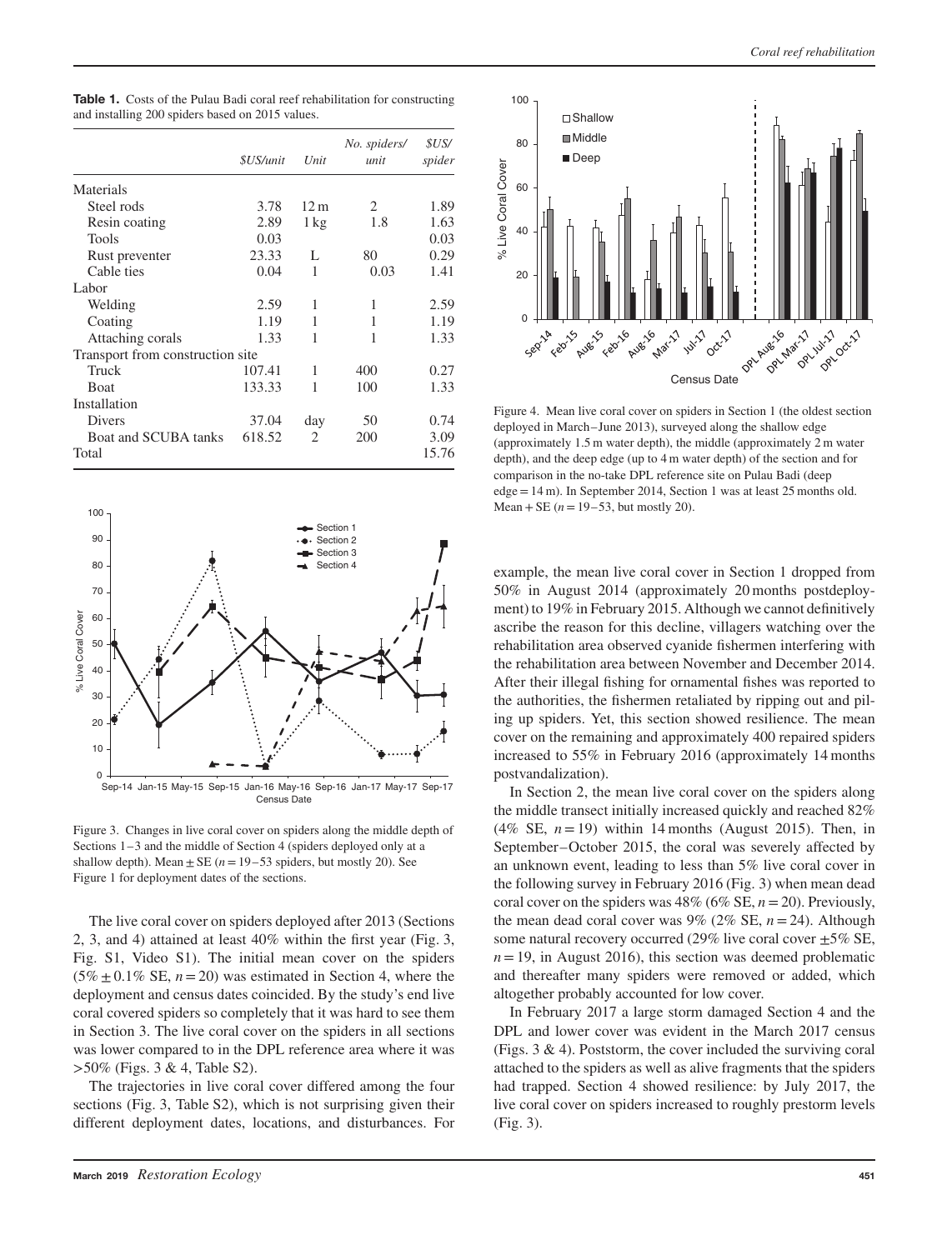**Table 1.** Costs of the Pulau Badi coral reef rehabilitation for constructing and installing 200 spiders based on 2015 values.

| | *$US/unit* | *Unit* | *No. spiders/ unit* | *$US/ spider* |
|---|---|---|---|---|
| Materials | | | | |
| Steel rods | 3.78 | 12 m | 2 | 1.89 |
| Resin coating | 2.89 | 1 kg | 1.8 | 1.63 |
| Tools | 0.03 | | | 0.03 |
| Rust preventer | 23.33 | L | 80 | 0.29 |
| Cable ties | 0.04 | 1 | 0.03 | 1.41 |
| Labor | | | | |
| Welding | 2.59 | 1 | 1 | 2.59 |
| Coating | 1.19 | 1 | 1 | 1.19 |
| Attaching corals | 1.33 | 1 | 1 | 1.33 |
| Transport from construction site | | | | |
| Truck | 107.41 | 1 | 400 | 0.27 |
| Boat | 133.33 | 1 | 100 | 1.33 |
| Installation | | | | |
| Divers | 37.04 | day | 50 | 0.74 |
| Boat and SCUBA tanks | 618.52 | 2 | 200 | 3.09 |
| Total | | | | 15.76 |

Figure 3. Changes in live coral cover on spiders along the middle depth of Sections 1–3 and the middle of Section 4 (spiders deployed only at a shallow depth). Mean ± SE ($n$ = 19–53 spiders, but mostly 20). See Figure 1 for deployment dates of the sections.

The live coral cover on spiders deployed after 2013 (Sections 2, 3, and 4) attained at least 40% within the first year (Fig. 3, Fig. S1, Video S1). The initial mean cover on the spiders (5% ± 0.1% SE, $n$ = 20) was estimated in Section 4, where the deployment and census dates coincided. By the study's end live coral covered spiders so completely that it was hard to see them in Section 3. The live coral cover on the spiders in all sections was lower compared to in the DPL reference area where it was >50% (Figs. 3 & 4, Table S2).

The trajectories in live coral cover differed among the four sections (Fig. 3, Table S2), which is not surprising given their different deployment dates, locations, and disturbances. For example, the mean live coral cover in Section 1 dropped from 50% in August 2014 (approximately 20 months postdeployment) to 19% in February 2015. Although we cannot definitively ascribe the reason for this decline, villagers watching over the rehabilitation area observed cyanide fishermen interfering with the rehabilitation area between November and December 2014. After their illegal fishing for ornamental fishes was reported to the authorities, the fishermen retaliated by ripping out and piling up spiders. Yet, this section showed resilience. The mean cover on the remaining and approximately 400 repaired spiders increased to 55% in February 2016 (approximately 14 months postvandalization).

Figure 4. Mean live coral cover on spiders in Section 1 (the oldest section deployed in March–June 2013), surveyed along the shallow edge (approximately 1.5 m water depth), the middle (approximately 2 m water depth), and the deep edge (up to 4 m water depth) of the section and for comparison in the no-take DPL reference site on Pulau Badi (deep edge = 14 m). In September 2014, Section 1 was at least 25 months old. Mean + SE ($n$ = 19–53, but mostly 20).

In Section 2, the mean live coral cover on the spiders along the middle transect initially increased quickly and reached 82% (4% SE, $n$ = 19) within 14 months (August 2015). Then, in September–October 2015, the coral was severely affected by an unknown event, leading to less than 5% live coral cover in the following survey in February 2016 (Fig. 3) when mean dead coral cover on the spiders was 48% (6% SE, $n$ = 20). Previously, the mean dead coral cover was 9% (2% SE, $n$ = 24). Although some natural recovery occurred (29% live coral cover ±5% SE, $n$ = 19, in August 2016), this section was deemed problematic and thereafter many spiders were removed or added, which altogether probably accounted for low cover.

In February 2017 a large storm damaged Section 4 and the DPL and lower cover was evident in the March 2017 census (Figs. 3 & 4). Poststorm, the cover included the surviving coral attached to the spiders as well as alive fragments that the spiders had trapped. Section 4 showed resilience: by July 2017, the live coral cover on spiders increased to roughly prestorm levels (Fig. 3).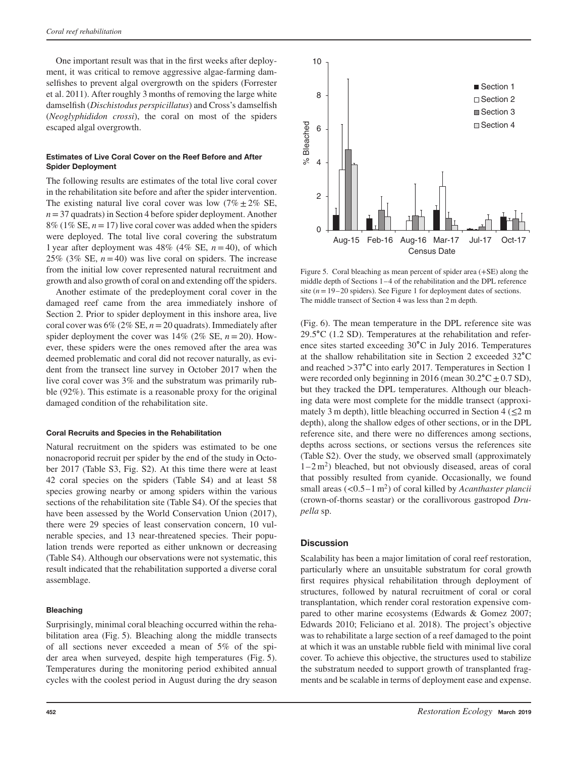One important result was that in the first weeks after deployment, it was critical to remove aggressive algae-farming damselfishes to prevent algal overgrowth on the spiders (Forrester et al. 2011). After roughly 3 months of removing the large white damselfish (*Dischistodus perspicillatus*) and Cross's damselfish (*Neoglyphididon crossi*), the coral on most of the spiders escaped algal overgrowth.

#### Estimates of Live Coral Cover on the Reef Before and After Spider Deployment

The following results are estimates of the total live coral cover in the rehabilitation site before and after the spider intervention. The existing natural live coral cover was low (7% ± 2% SE, $n = 37$ quadrats) in Section 4 before spider deployment. Another 8% (1% SE, $n = 17$) live coral cover was added when the spiders were deployed. The total live coral covering the substratum 1 year after deployment was 48% (4% SE, $n = 40$), of which 25% (3% SE, $n = 40$) was live coral on spiders. The increase from the initial low cover represented natural recruitment and growth and also growth of coral on and extending off the spiders.

Another estimate of the predeployment coral cover in the damaged reef came from the area immediately inshore of Section 2. Prior to spider deployment in this inshore area, live coral cover was 6% (2% SE, $n = 20$ quadrats). Immediately after spider deployment the cover was 14% (2% SE, $n = 20$). However, these spiders were the ones removed after the area was deemed problematic and coral did not recover naturally, as evident from the transect line survey in October 2017 when the live coral cover was 3% and the substratum was primarily rubble (92%). This estimate is a reasonable proxy for the original damaged condition of the rehabilitation site.

#### Coral Recruits and Species in the Rehabilitation

Natural recruitment on the spiders was estimated to be one nonacroporid recruit per spider by the end of the study in October 2017 (Table S3, Fig. S2). At this time there were at least 42 coral species on the spiders (Table S4) and at least 58 species growing nearby or among spiders within the various sections of the rehabilitation site (Table S4). Of the species that have been assessed by the World Conservation Union (2017), there were 29 species of least conservation concern, 10 vulnerable species, and 13 near-threatened species. Their population trends were reported as either unknown or decreasing (Table S4). Although our observations were not systematic, this result indicated that the rehabilitation supported a diverse coral assemblage.

#### Bleaching

Surprisingly, minimal coral bleaching occurred within the rehabilitation area (Fig. 5). Bleaching along the middle transects of all sections never exceeded a mean of 5% of the spider area when surveyed, despite high temperatures (Fig. 5). Temperatures during the monitoring period exhibited annual cycles with the coolest period in August during the dry season (Fig. 6). The mean temperature in the DPL reference site was 29.5°C (1.2 SD). Temperatures at the rehabilitation and reference sites started exceeding 30°C in July 2016. Temperatures at the shallow rehabilitation site in Section 2 exceeded 32°C and reached >37°C into early 2017. Temperatures in Section 1 were recorded only beginning in 2016 (mean 30.2°C ± 0.7 SD), but they tracked the DPL temperatures. Although our bleaching data were most complete for the middle transect (approximately 3 m depth), little bleaching occurred in Section 4 (≤2 m depth), along the shallow edges of other sections, or in the DPL reference site, and there were no differences among sections, depths across sections, or sections versus the references site (Table S2). Over the study, we observed small (approximately 1–2 $m^2$) bleached, but not obviously diseased, areas of coral that possibly resulted from cyanide. Occasionally, we found small areas (<0.5–1 $m^2$) of coral killed by *Acanthaster plancii* (crown-of-thorns seastar) or the corallivorous gastropod *Drupella* sp.

Figure 5. Coral bleaching as mean percent of spider area (+SE) along the middle depth of Sections 1–4 of the rehabilitation and the DPL reference site ($n = 19–20$ spiders). See Figure 1 for deployment dates of sections. The middle transect of Section 4 was less than 2 m depth.

## Discussion

Scalability has been a major limitation of coral reef restoration, particularly where an unsuitable substratum for coral growth first requires physical rehabilitation through deployment of structures, followed by natural recruitment of coral or coral transplantation, which render coral restoration expensive compared to other marine ecosystems (Edwards & Gomez 2007; Edwards 2010; Feliciano et al. 2018). The project's objective was to rehabilitate a large section of a reef damaged to the point at which it was an unstable rubble field with minimal live coral cover. To achieve this objective, the structures used to stabilize the substratum needed to support growth of transplanted fragments and be scalable in terms of deployment ease and expense.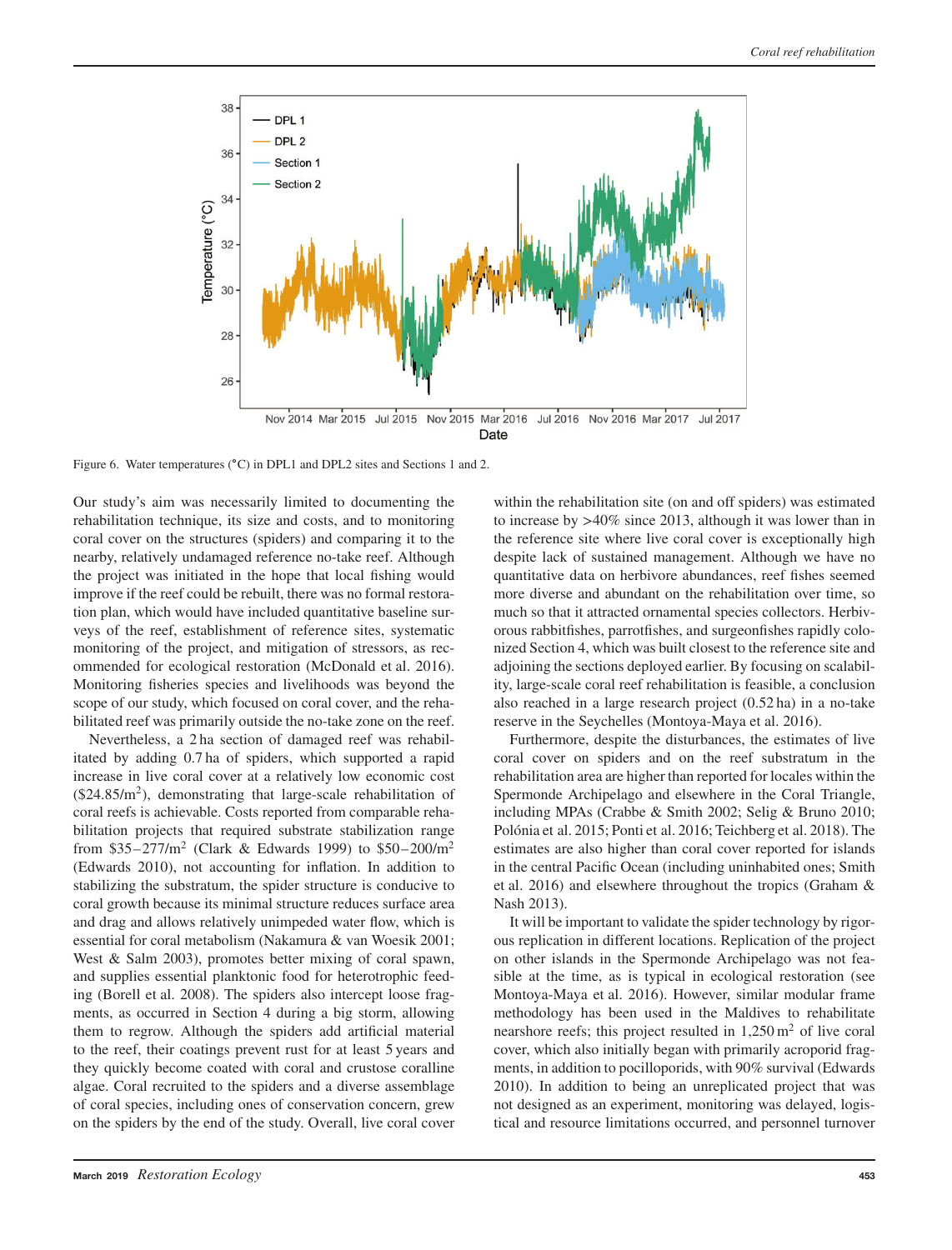Figure 6. Water temperatures (°C) in DPL1 and DPL2 sites and Sections 1 and 2.

Our study's aim was necessarily limited to documenting the rehabilitation technique, its size and costs, and to monitoring coral cover on the structures (spiders) and comparing it to the nearby, relatively undamaged reference no-take reef. Although the project was initiated in the hope that local fishing would improve if the reef could be rebuilt, there was no formal restoration plan, which would have included quantitative baseline surveys of the reef, establishment of reference sites, systematic monitoring of the project, and mitigation of stressors, as recommended for ecological restoration (McDonald et al. 2016). Monitoring fisheries species and livelihoods was beyond the scope of our study, which focused on coral cover, and the rehabilitated reef was primarily outside the no-take zone on the reef.

Nevertheless, a 2 ha section of damaged reef was rehabilitated by adding 0.7 ha of spiders, which supported a rapid increase in live coral cover at a relatively low economic cost (\$24.85/m$^2$), demonstrating that large-scale rehabilitation of coral reefs is achievable. Costs reported from comparable rehabilitation projects that required substrate stabilization range from \$35–277/m$^2$ (Clark & Edwards 1999) to \$50–200/m$^2$ (Edwards 2010), not accounting for inflation. In addition to stabilizing the substratum, the spider structure is conducive to coral growth because its minimal structure reduces surface area and drag and allows relatively unimpeded water flow, which is essential for coral metabolism (Nakamura & van Woesik 2001; West & Salm 2003), promotes better mixing of coral spawn, and supplies essential planktonic food for heterotrophic feeding (Borell et al. 2008). The spiders also intercept loose fragments, as occurred in Section 4 during a big storm, allowing them to regrow. Although the spiders add artificial material to the reef, their coatings prevent rust for at least 5 years and they quickly become coated with coral and crustose coralline algae. Coral recruited to the spiders and a diverse assemblage of coral species, including ones of conservation concern, grew on the spiders by the end of the study. Overall, live coral cover within the rehabilitation site (on and off spiders) was estimated to increase by >40% since 2013, although it was lower than in the reference site where live coral cover is exceptionally high despite lack of sustained management. Although we have no quantitative data on herbivore abundances, reef fishes seemed more diverse and abundant on the rehabilitation over time, so much so that it attracted ornamental species collectors. Herbivorous rabbitfishes, parrotfishes, and surgeonfishes rapidly colonized Section 4, which was built closest to the reference site and adjoining the sections deployed earlier. By focusing on scalability, large-scale coral reef rehabilitation is feasible, a conclusion also reached in a large research project (0.52 ha) in a no-take reserve in the Seychelles (Montoya-Maya et al. 2016).

Furthermore, despite the disturbances, the estimates of live coral cover on spiders and on the reef substratum in the rehabilitation area are higher than reported for locales within the Spermonde Archipelago and elsewhere in the Coral Triangle, including MPAs (Crabbe & Smith 2002; Selig & Bruno 2010; Polónia et al. 2015; Ponti et al. 2016; Teichberg et al. 2018). The estimates are also higher than coral cover reported for islands in the central Pacific Ocean (including uninhabited ones; Smith et al. 2016) and elsewhere throughout the tropics (Graham & Nash 2013).

It will be important to validate the spider technology by rigorous replication in different locations. Replication of the project on other islands in the Spermonde Archipelago was not feasible at the time, as is typical in ecological restoration (see Montoya-Maya et al. 2016). However, similar modular frame methodology has been used in the Maldives to rehabilitate nearshore reefs; this project resulted in 1,250 m$^2$ of live coral cover, which also initially began with primarily acroporid fragments, in addition to pocilloporids, with 90% survival (Edwards 2010). In addition to being an unreplicated project that was not designed as an experiment, monitoring was delayed, logistical and resource limitations occurred, and personnel turnover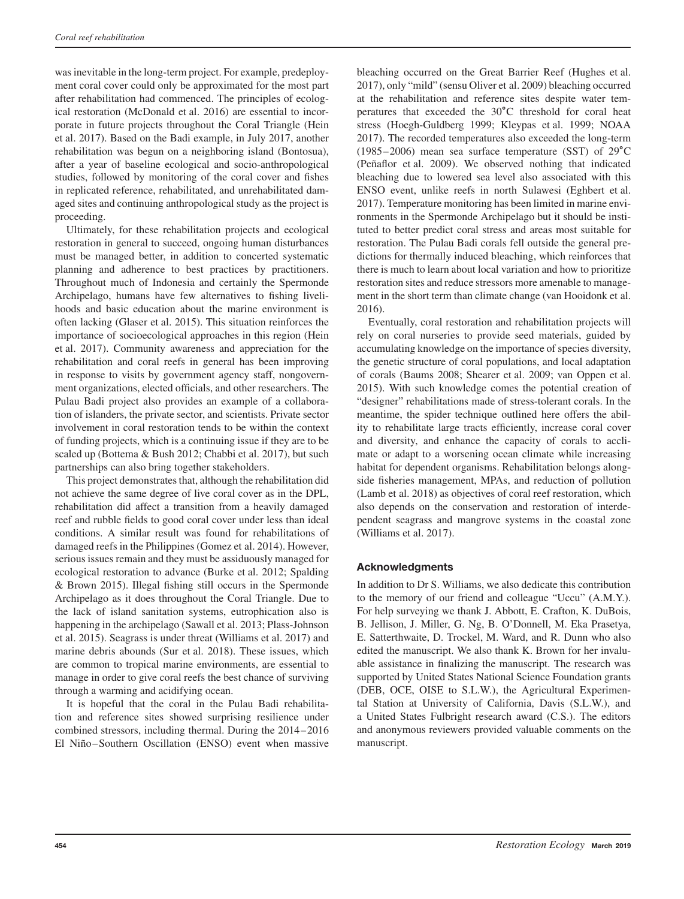was inevitable in the long-term project. For example, predeployment coral cover could only be approximated for the most part after rehabilitation had commenced. The principles of ecological restoration (McDonald et al. 2016) are essential to incorporate in future projects throughout the Coral Triangle (Hein et al. 2017). Based on the Badi example, in July 2017, another rehabilitation was begun on a neighboring island (Bontosua), after a year of baseline ecological and socio-anthropological studies, followed by monitoring of the coral cover and fishes in replicated reference, rehabilitated, and unrehabilitated damaged sites and continuing anthropological study as the project is proceeding.

Ultimately, for these rehabilitation projects and ecological restoration in general to succeed, ongoing human disturbances must be managed better, in addition to concerted systematic planning and adherence to best practices by practitioners. Throughout much of Indonesia and certainly the Spermonde Archipelago, humans have few alternatives to fishing livelihoods and basic education about the marine environment is often lacking (Glaser et al. 2015). This situation reinforces the importance of socioecological approaches in this region (Hein et al. 2017). Community awareness and appreciation for the rehabilitation and coral reefs in general has been improving in response to visits by government agency staff, nongovernment organizations, elected officials, and other researchers. The Pulau Badi project also provides an example of a collaboration of islanders, the private sector, and scientists. Private sector involvement in coral restoration tends to be within the context of funding projects, which is a continuing issue if they are to be scaled up (Bottema & Bush 2012; Chabbi et al. 2017), but such partnerships can also bring together stakeholders.

This project demonstrates that, although the rehabilitation did not achieve the same degree of live coral cover as in the DPL, rehabilitation did affect a transition from a heavily damaged reef and rubble fields to good coral cover under less than ideal conditions. A similar result was found for rehabilitations of damaged reefs in the Philippines (Gomez et al. 2014). However, serious issues remain and they must be assiduously managed for ecological restoration to advance (Burke et al. 2012; Spalding & Brown 2015). Illegal fishing still occurs in the Spermonde Archipelago as it does throughout the Coral Triangle. Due to the lack of island sanitation systems, eutrophication also is happening in the archipelago (Sawall et al. 2013; Plass-Johnson et al. 2015). Seagrass is under threat (Williams et al. 2017) and marine debris abounds (Sur et al. 2018). These issues, which are common to tropical marine environments, are essential to manage in order to give coral reefs the best chance of surviving through a warming and acidifying ocean.

It is hopeful that the coral in the Pulau Badi rehabilitation and reference sites showed surprising resilience under combined stressors, including thermal. During the 2014–2016 El Niño–Southern Oscillation (ENSO) event when massive bleaching occurred on the Great Barrier Reef (Hughes et al. 2017), only "mild" (sensu Oliver et al. 2009) bleaching occurred at the rehabilitation and reference sites despite water temperatures that exceeded the 30°C threshold for coral heat stress (Hoegh-Guldberg 1999; Kleypas et al. 1999; NOAA 2017). The recorded temperatures also exceeded the long-term (1985–2006) mean sea surface temperature (SST) of 29°C (Peñaflor et al. 2009). We observed nothing that indicated bleaching due to lowered sea level also associated with this ENSO event, unlike reefs in north Sulawesi (Eghbert et al. 2017). Temperature monitoring has been limited in marine environments in the Spermonde Archipelago but it should be instituted to better predict coral stress and areas most suitable for restoration. The Pulau Badi corals fell outside the general predictions for thermally induced bleaching, which reinforces that there is much to learn about local variation and how to prioritize restoration sites and reduce stressors more amenable to management in the short term than climate change (van Hooidonk et al. 2016).

Eventually, coral restoration and rehabilitation projects will rely on coral nurseries to provide seed materials, guided by accumulating knowledge on the importance of species diversity, the genetic structure of coral populations, and local adaptation of corals (Baums 2008; Shearer et al. 2009; van Oppen et al. 2015). With such knowledge comes the potential creation of "designer" rehabilitations made of stress-tolerant corals. In the meantime, the spider technique outlined here offers the ability to rehabilitate large tracts efficiently, increase coral cover and diversity, and enhance the capacity of corals to acclimate or adapt to a worsening ocean climate while increasing habitat for dependent organisms. Rehabilitation belongs alongside fisheries management, MPAs, and reduction of pollution (Lamb et al. 2018) as objectives of coral reef restoration, which also depends on the conservation and restoration of interdependent seagrass and mangrove systems in the coastal zone (Williams et al. 2017).

## Acknowledgments

In addition to Dr S. Williams, we also dedicate this contribution to the memory of our friend and colleague "Uccu" (A.M.Y.). For help surveying we thank J. Abbott, E. Crafton, K. DuBois, B. Jellison, J. Miller, G. Ng, B. O'Donnell, M. Eka Prasetya, E. Satterthwaite, D. Trockel, M. Ward, and R. Dunn who also edited the manuscript. We also thank K. Brown for her invaluable assistance in finalizing the manuscript. The research was supported by United States National Science Foundation grants (DEB, OCE, OISE to S.L.W.), the Agricultural Experimental Station at University of California, Davis (S.L.W.), and a United States Fulbright research award (C.S.). The editors and anonymous reviewers provided valuable comments on the manuscript.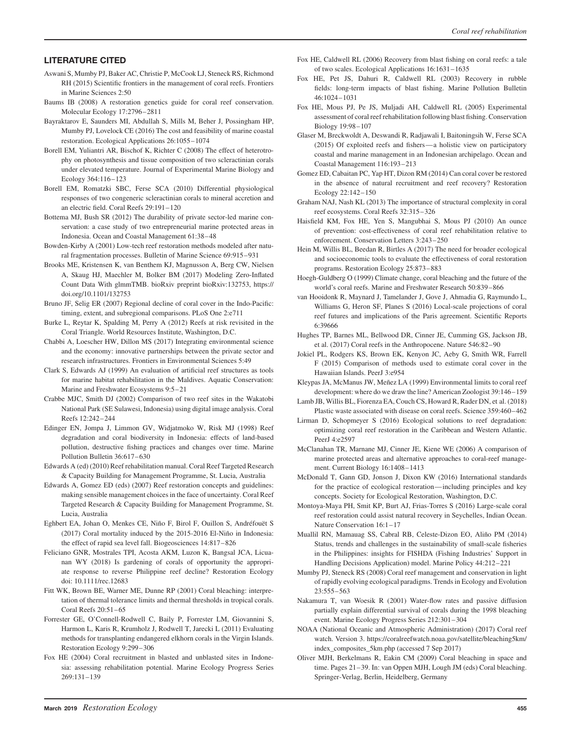## LITERATURE CITED

Aswani S, Mumby PJ, Baker AC, Christie P, McCook LJ, Steneck RS, Richmond RH (2015) Scientific frontiers in the management of coral reefs. Frontiers in Marine Sciences 2:50

Baums IB (2008) A restoration genetics guide for coral reef conservation. Molecular Ecology 17:2796–2811

Bayraktarov E, Saunders MI, Abdullah S, Mills M, Beher J, Possingham HP, Mumby PJ, Lovelock CE (2016) The cost and feasibility of marine coastal restoration. Ecological Applications 26:1055–1074

Borell EM, Yuliantri AR, Bischof K, Richter C (2008) The effect of heterotrophy on photosynthesis and tissue composition of two scleractinian corals under elevated temperature. Journal of Experimental Marine Biology and Ecology 364:116–123

Borell EM, Romatzki SBC, Ferse SCA (2010) Differential physiological responses of two congeneric scleractinian corals to mineral accretion and an electric field. Coral Reefs 29:191–120

Bottema MJ, Bush SR (2012) The durability of private sector-led marine conservation: a case study of two entrepreneurial marine protected areas in Indonesia. Ocean and Coastal Management 61:38–48

Bowden-Kirby A (2001) Low-tech reef restoration methods modeled after natural fragmentation processes. Bulletin of Marine Science 69:915–931

Brooks ME, Kristensen K, van Benthem KJ, Magnusson A, Berg CW, Nielsen A, Skaug HJ, Maechler M, Bolker BM (2017) Modeling Zero-Inflated Count Data With glmmTMB. bioRxiv preprint bioRxiv:132753, https://doi.org/10.1101/132753

Bruno JF, Selig ER (2007) Regional decline of coral cover in the Indo-Pacific: timing, extent, and subregional comparisons. PLoS One 2:e711

Burke L, Reytar K, Spalding M, Perry A (2012) Reefs at risk revisited in the Coral Triangle. World Resources Institute, Washington, D.C.

Chabbi A, Loescher HW, Dillon MS (2017) Integrating environmental science and the economy: innovative partnerships between the private sector and research infrastructures. Frontiers in Environmental Sciences 5:49

Clark S, Edwards AJ (1999) An evaluation of artificial reef structures as tools for marine habitat rehabilitation in the Maldives. Aquatic Conservation: Marine and Freshwater Ecosystems 9:5–21

Crabbe MJC, Smith DJ (2002) Comparison of two reef sites in the Wakatobi National Park (SE Sulawesi, Indonesia) using digital image analysis. Coral Reefs 12:242–244

Edinger EN, Jompa J, Limmon GV, Widjatmoko W, Risk MJ (1998) Reef degradation and coral biodiversity in Indonesia: effects of land-based pollution, destructive fishing practices and changes over time. Marine Pollution Bulletin 36:617–630

Edwards A (ed) (2010) Reef rehabilitation manual. Coral Reef Targeted Research & Capacity Building for Management Programme, St. Lucia, Australia

Edwards A, Gomez ED (eds) (2007) Reef restoration concepts and guidelines: making sensible management choices in the face of uncertainty. Coral Reef Targeted Research & Capacity Building for Management Programme, St. Lucia, Australia

Eghbert EA, Johan O, Menkes CE, Niño F, Birol F, Ouillon S, Andréfouët S (2017) Coral mortality induced by the 2015-2016 El-Niño in Indonesia: the effect of rapid sea level fall. Biogeosciences 14:817–826

Feliciano GNR, Mostrales TPI, Acosta AKM, Luzon K, Bangsal JCA, Licuanan WY (2018) Is gardening of corals of opportunity the appropriate response to reverse Philippine reef decline? Restoration Ecology doi: 10.1111/rec.12683

Fitt WK, Brown BE, Warner ME, Dunne RP (2001) Coral bleaching: interpretation of thermal tolerance limits and thermal thresholds in tropical corals. Coral Reefs 20:51–65

Forrester GE, O'Connell-Rodwell C, Baily P, Forrester LM, Giovannini S, Harmon L, Karis R, Krumholz J, Rodwell T, Jarecki L (2011) Evaluating methods for transplanting endangered elkhorn corals in the Virgin Islands. Restoration Ecology 9:299–306

Fox HE (2004) Coral recruitment in blasted and unblasted sites in Indonesia: assessing rehabilitation potential. Marine Ecology Progress Series 269:131–139

Fox HE, Caldwell RL (2006) Recovery from blast fishing on coral reefs: a tale of two scales. Ecological Applications 16:1631–1635

Fox HE, Pet JS, Dahuri R, Caldwell RL (2003) Recovery in rubble fields: long-term impacts of blast fishing. Marine Pollution Bulletin 46:1024–1031

Fox HE, Mous PJ, Pe JS, Muljadi AH, Caldwell RL (2005) Experimental assessment of coral reef rehabilitation following blast fishing. Conservation Biology 19:98–107

Glaser M, Breckwoldt A, Deswandi R, Radjawali I, Baitoningsih W, Ferse SCA (2015) Of exploited reefs and fishers—a holistic view on participatory coastal and marine management in an Indonesian archipelago. Ocean and Coastal Management 116:193–213

Gomez ED, Cabaitan PC, Yap HT, Dizon RM (2014) Can coral cover be restored in the absence of natural recruitment and reef recovery? Restoration Ecology 22:142–150

Graham NAJ, Nash KL (2013) The importance of structural complexity in coral reef ecosystems. Coral Reefs 32:315–326

Haisfield KM, Fox HE, Yen S, Mangubhai S, Mous PJ (2010) An ounce of prevention: cost-effectiveness of coral reef rehabilitation relative to enforcement. Conservation Letters 3:243–250

Hein M, Willis BL, Beedan R, Birtles A (2017) The need for broader ecological and socioeconomic tools to evaluate the effectiveness of coral restoration programs. Restoration Ecology 25:873–883

Hoegh-Guldberg O (1999) Climate change, coral bleaching and the future of the world's coral reefs. Marine and Freshwater Research 50:839–866

van Hooidonk R, Maynard J, Tamelander J, Gove J, Ahmadia G, Raymundo L, Williams G, Heron SF, Planes S (2016) Local-scale projections of coral reef futures and implications of the Paris agreement. Scientific Reports 6:39666

Hughes TP, Barnes ML, Bellwood DR, Cinner JE, Cumming GS, Jackson JB, et al. (2017) Coral reefs in the Anthropocene. Nature 546:82–90

Jokiel PL, Rodgers KS, Brown EK, Kenyon JC, Aeby G, Smith WR, Farrell F (2015) Comparison of methods used to estimate coral cover in the Hawaiian Islands. PeerJ 3:e954

Kleypas JA, McManus JW, Meñez LA (1999) Environmental limits to coral reef development: where do we draw the line? American Zoologist 39:146–159

Lamb JB, Willis BL, Fiorenza EA, Couch CS, Howard R, Rader DN, et al. (2018) Plastic waste associated with disease on coral reefs. Science 359:460–462

Lirman D, Schopmeyer S (2016) Ecological solutions to reef degradation: optimizing coral reef restoration in the Caribbean and Western Atlantic. PeerJ 4:e2597

McClanahan TR, Marnane MJ, Cinner JE, Kiene WE (2006) A comparison of marine protected areas and alternative approaches to coral-reef management. Current Biology 16:1408–1413

McDonald T, Gann GD, Jonson J, Dixon KW (2016) International standards for the practice of ecological restoration—including principles and key concepts. Society for Ecological Restoration, Washington, D.C.

Montoya-Maya PH, Smit KP, Burt AJ, Frias-Torres S (2016) Large-scale coral reef restoration could assist natural recovery in Seychelles, Indian Ocean. Nature Conservation 16:1–17

Muallil RN, Mamauag SS, Cabral RB, Celeste-Dizon EO, Aliño PM (2014) Status, trends and challenges in the sustainability of small-scale fisheries in the Philippines: insights for FISHDA (Fishing Industries' Support in Handling Decisions Application) model. Marine Policy 44:212–221

Mumby PJ, Steneck RS (2008) Coral reef management and conservation in light of rapidly evolving ecological paradigms. Trends in Ecology and Evolution 23:555–563

Nakamura T, van Woesik R (2001) Water-flow rates and passive diffusion partially explain differential survival of corals during the 1998 bleaching event. Marine Ecology Progress Series 212:301–304

NOAA (National Oceanic and Atmospheric Administration) (2017) Coral reef watch. Version 3. https://coralreefwatch.noaa.gov/satellite/bleaching5km/index_composites_5km.php (accessed 7 Sep 2017)

Oliver MJH, Berkelmans R, Eakin CM (2009) Coral bleaching in space and time. Pages 21–39. In: van Oppen MJH, Lough JM (eds) Coral bleaching. Springer-Verlag, Berlin, Heidelberg, Germany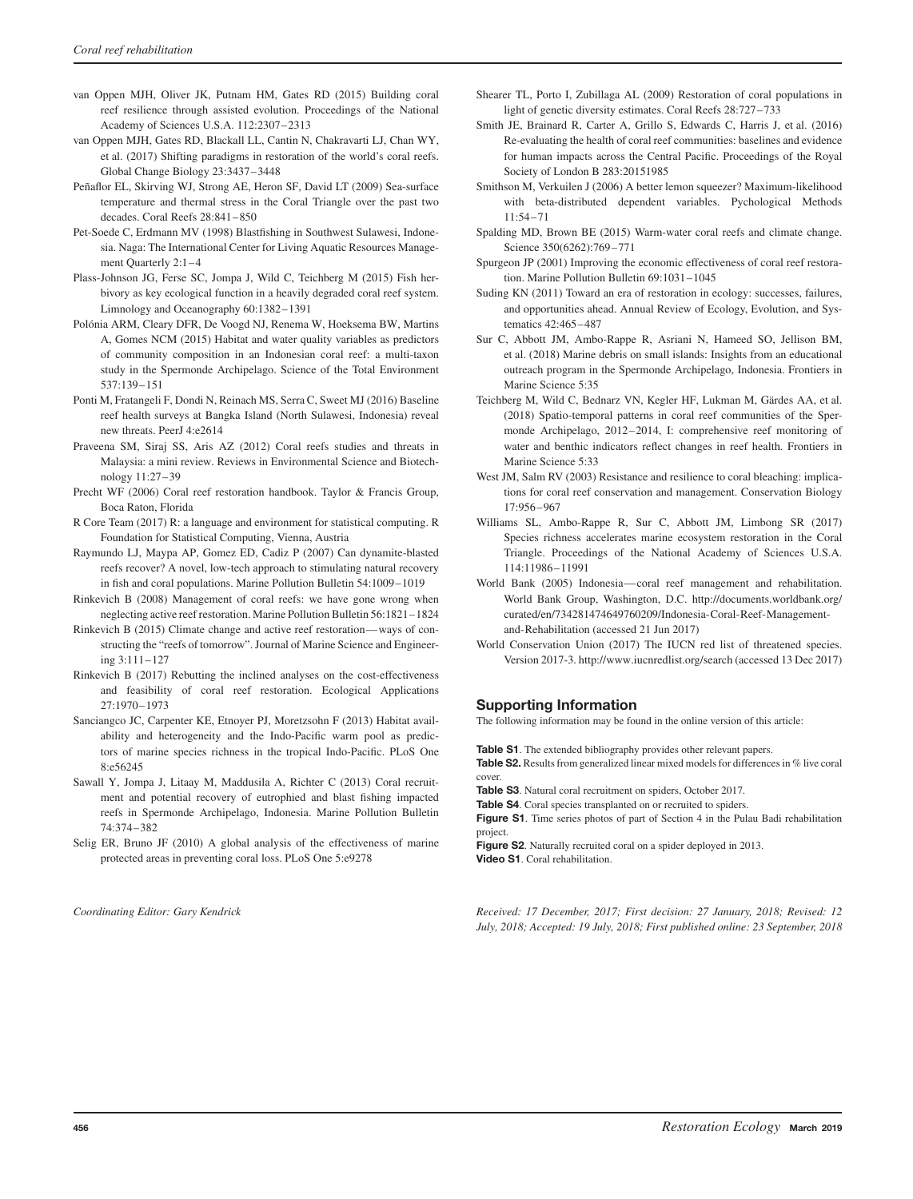van Oppen MJH, Oliver JK, Putnam HM, Gates RD (2015) Building coral reef resilience through assisted evolution. Proceedings of the National Academy of Sciences U.S.A. 112:2307–2313

van Oppen MJH, Gates RD, Blackall LL, Cantin N, Chakravarti LJ, Chan WY, et al. (2017) Shifting paradigms in restoration of the world's coral reefs. Global Change Biology 23:3437–3448

Peñaflor EL, Skirving WJ, Strong AE, Heron SF, David LT (2009) Sea-surface temperature and thermal stress in the Coral Triangle over the past two decades. Coral Reefs 28:841–850

Pet-Soede C, Erdmann MV (1998) Blastfishing in Southwest Sulawesi, Indonesia. Naga: The International Center for Living Aquatic Resources Management Quarterly 2:1–4

Plass-Johnson JG, Ferse SC, Jompa J, Wild C, Teichberg M (2015) Fish herbivory as key ecological function in a heavily degraded coral reef system. Limnology and Oceanography 60:1382–1391

Polónia ARM, Cleary DFR, De Voogd NJ, Renema W, Hoeksema BW, Martins A, Gomes NCM (2015) Habitat and water quality variables as predictors of community composition in an Indonesian coral reef: a multi-taxon study in the Spermonde Archipelago. Science of the Total Environment 537:139–151

Ponti M, Fratangeli F, Dondi N, Reinach MS, Serra C, Sweet MJ (2016) Baseline reef health surveys at Bangka Island (North Sulawesi, Indonesia) reveal new threats. PeerJ 4:e2614

Praveena SM, Siraj SS, Aris AZ (2012) Coral reefs studies and threats in Malaysia: a mini review. Reviews in Environmental Science and Biotechnology 11:27–39

Precht WF (2006) Coral reef restoration handbook. Taylor & Francis Group, Boca Raton, Florida

R Core Team (2017) R: a language and environment for statistical computing. R Foundation for Statistical Computing, Vienna, Austria

Raymundo LJ, Maypa AP, Gomez ED, Cadiz P (2007) Can dynamite-blasted reefs recover? A novel, low-tech approach to stimulating natural recovery in fish and coral populations. Marine Pollution Bulletin 54:1009–1019

Rinkevich B (2008) Management of coral reefs: we have gone wrong when neglecting active reef restoration. Marine Pollution Bulletin 56:1821–1824

Rinkevich B (2015) Climate change and active reef restoration—ways of constructing the "reefs of tomorrow". Journal of Marine Science and Engineering 3:111–127

Rinkevich B (2017) Rebutting the inclined analyses on the cost-effectiveness and feasibility of coral reef restoration. Ecological Applications 27:1970–1973

Sanciangco JC, Carpenter KE, Etnoyer PJ, Moretzsohn F (2013) Habitat availability and heterogeneity and the Indo-Pacific warm pool as predictors of marine species richness in the tropical Indo-Pacific. PLoS One 8:e56245

Sawall Y, Jompa J, Litaay M, Maddusila A, Richter C (2013) Coral recruitment and potential recovery of eutrophied and blast fishing impacted reefs in Spermonde Archipelago, Indonesia. Marine Pollution Bulletin 74:374–382

Selig ER, Bruno JF (2010) A global analysis of the effectiveness of marine protected areas in preventing coral loss. PLoS One 5:e9278

Shearer TL, Porto I, Zubillaga AL (2009) Restoration of coral populations in light of genetic diversity estimates. Coral Reefs 28:727–733

Smith JE, Brainard R, Carter A, Grillo S, Edwards C, Harris J, et al. (2016) Re-evaluating the health of coral reef communities: baselines and evidence for human impacts across the Central Pacific. Proceedings of the Royal Society of London B 283:20151985

Smithson M, Verkuilen J (2006) A better lemon squeezer? Maximum-likelihood with beta-distributed dependent variables. Pychological Methods 11:54–71

Spalding MD, Brown BE (2015) Warm-water coral reefs and climate change. Science 350(6262):769–771

Spurgeon JP (2001) Improving the economic effectiveness of coral reef restoration. Marine Pollution Bulletin 69:1031–1045

Suding KN (2011) Toward an era of restoration in ecology: successes, failures, and opportunities ahead. Annual Review of Ecology, Evolution, and Systematics 42:465–487

Sur C, Abbott JM, Ambo-Rappe R, Asriani N, Hameed SO, Jellison BM, et al. (2018) Marine debris on small islands: Insights from an educational outreach program in the Spermonde Archipelago, Indonesia. Frontiers in Marine Science 5:35

Teichberg M, Wild C, Bednarz VN, Kegler HF, Lukman M, Gärdes AA, et al. (2018) Spatio-temporal patterns in coral reef communities of the Spermonde Archipelago, 2012–2014, I: comprehensive reef monitoring of water and benthic indicators reflect changes in reef health. Frontiers in Marine Science 5:33

West JM, Salm RV (2003) Resistance and resilience to coral bleaching: implications for coral reef conservation and management. Conservation Biology 17:956–967

Williams SL, Ambo-Rappe R, Sur C, Abbott JM, Limbong SR (2017) Species richness accelerates marine ecosystem restoration in the Coral Triangle. Proceedings of the National Academy of Sciences U.S.A. 114:11986–11991

World Bank (2005) Indonesia—coral reef management and rehabilitation. World Bank Group, Washington, D.C. http://documents.worldbank.org/curated/en/734281474649760209/Indonesia-Coral-Reef-Management-and-Rehabilitation (accessed 21 Jun 2017)

World Conservation Union (2017) The IUCN red list of threatened species. Version 2017-3. http://www.iucnredlist.org/search (accessed 13 Dec 2017)

## Supporting Information

The following information may be found in the online version of this article:

**Table S1**. The extended bibliography provides other relevant papers.

**Table S2.** Results from generalized linear mixed models for differences in % live coral cover.

**Table S3**. Natural coral recruitment on spiders, October 2017.

**Table S4**. Coral species transplanted on or recruited to spiders.

**Figure S1**. Time series photos of part of Section 4 in the Pulau Badi rehabilitation project.

**Figure S2**. Naturally recruited coral on a spider deployed in 2013.

**Video S1**. Coral rehabilitation.

*Coordinating Editor: Gary Kendrick*

*Received: 17 December, 2017; First decision: 27 January, 2018; Revised: 12 July, 2018; Accepted: 19 July, 2018; First published online: 23 September, 2018*